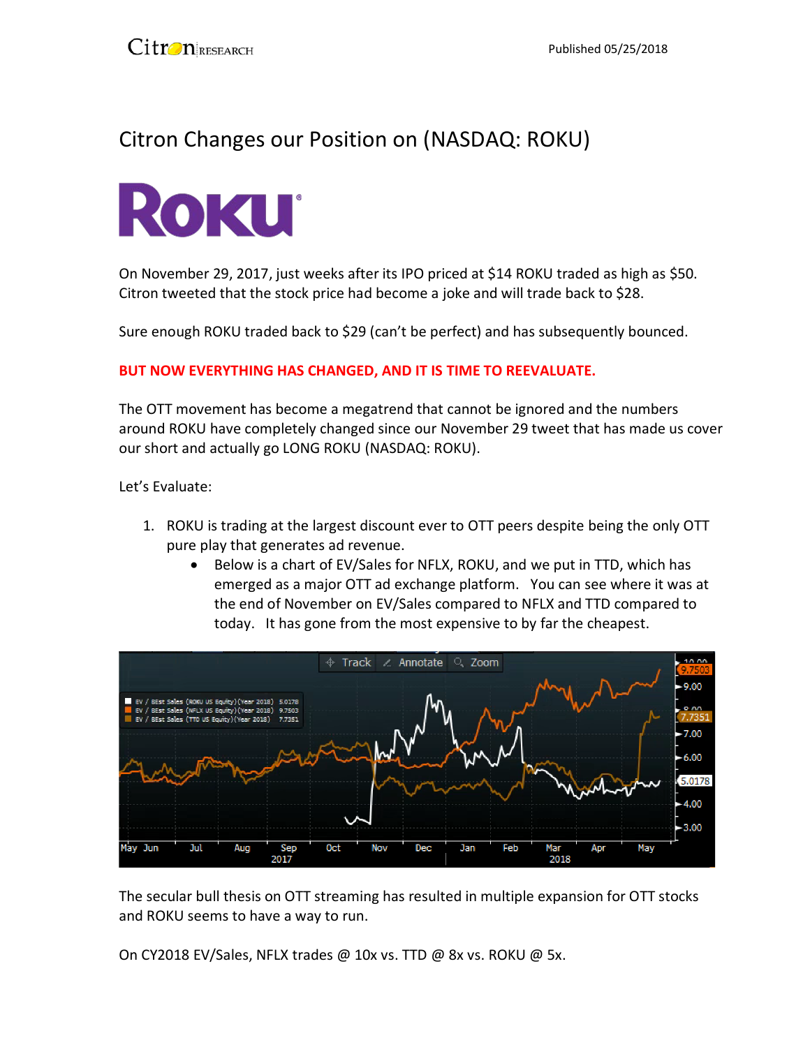Published 05/25/2018

# Citron Changes our Position on (NASDAQ: ROKU)

On November 29, 2017, just weeks after its IPO priced at $14 ROKU traded as high as $50. Citron tweeted that the stock price had become a joke and will trade back to $28.

Sure enough ROKU traded back to $29 (can't be perfect) and has subsequently bounced.

**BUT NOW EVERYTHING HAS CHANGED, AND IT IS TIME TO REEVALUATE.**

The OTT movement has become a megatrend that cannot be ignored and the numbers around ROKU have completely changed since our November 29 tweet that has made us cover our short and actually go LONG ROKU (NASDAQ: ROKU).

Let's Evaluate:

1. ROKU is trading at the largest discount ever to OTT peers despite being the only OTT pure play that generates ad revenue.
    - Below is a chart of EV/Sales for NFLX, ROKU, and we put in TTD, which has emerged as a major OTT ad exchange platform. You can see where it was at the end of November on EV/Sales compared to NFLX and TTD compared to today. It has gone from the most expensive to by far the cheapest.

The secular bull thesis on OTT streaming has resulted in multiple expansion for OTT stocks and ROKU seems to have a way to run.

On CY2018 EV/Sales, NFLX trades @ 10x vs. TTD @ 8x vs. ROKU @ 5x.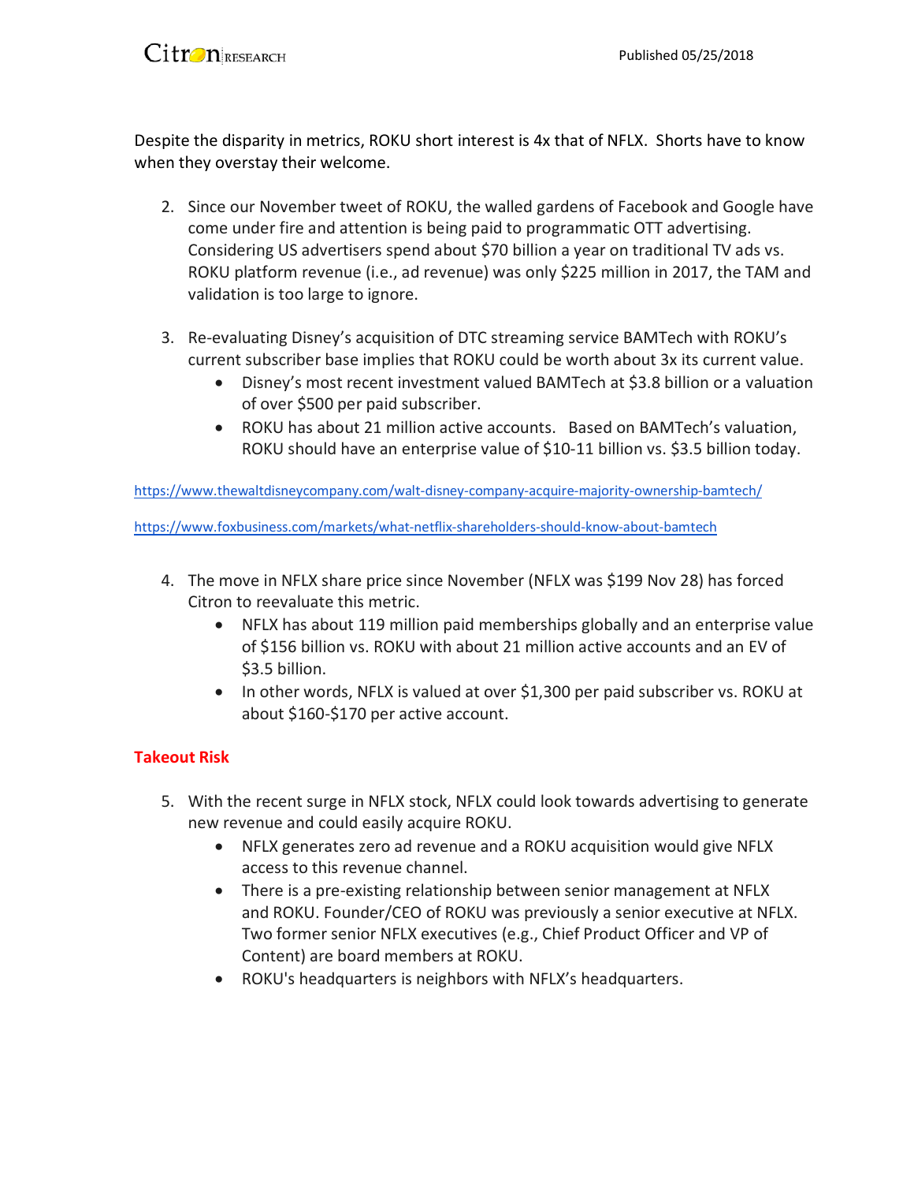Despite the disparity in metrics, ROKU short interest is 4x that of NFLX. Shorts have to know when they overstay their welcome.

2. Since our November tweet of ROKU, the walled gardens of Facebook and Google have come under fire and attention is being paid to programmatic OTT advertising. Considering US advertisers spend about $70 billion a year on traditional TV ads vs. ROKU platform revenue (i.e., ad revenue) was only $225 million in 2017, the TAM and validation is too large to ignore.

3. Re-evaluating Disney's acquisition of DTC streaming service BAMTech with ROKU's current subscriber base implies that ROKU could be worth about 3x its current value.
   - Disney's most recent investment valued BAMTech at $3.8 billion or a valuation of over $500 per paid subscriber.
   - ROKU has about 21 million active accounts. Based on BAMTech's valuation, ROKU should have an enterprise value of $10-11 billion vs. $3.5 billion today.

https://www.thewaltdisneycompany.com/walt-disney-company-acquire-majority-ownership-bamtech/

https://www.foxbusiness.com/markets/what-netflix-shareholders-should-know-about-bamtech

4. The move in NFLX share price since November (NFLX was $199 Nov 28) has forced Citron to reevaluate this metric.
   - NFLX has about 119 million paid memberships globally and an enterprise value of $156 billion vs. ROKU with about 21 million active accounts and an EV of $3.5 billion.
   - In other words, NFLX is valued at over $1,300 per paid subscriber vs. ROKU at about $160-$170 per active account.

## Takeout Risk

5. With the recent surge in NFLX stock, NFLX could look towards advertising to generate new revenue and could easily acquire ROKU.
   - NFLX generates zero ad revenue and a ROKU acquisition would give NFLX access to this revenue channel.
   - There is a pre-existing relationship between senior management at NFLX and ROKU. Founder/CEO of ROKU was previously a senior executive at NFLX. Two former senior NFLX executives (e.g., Chief Product Officer and VP of Content) are board members at ROKU.
   - ROKU's headquarters is neighbors with NFLX's headquarters.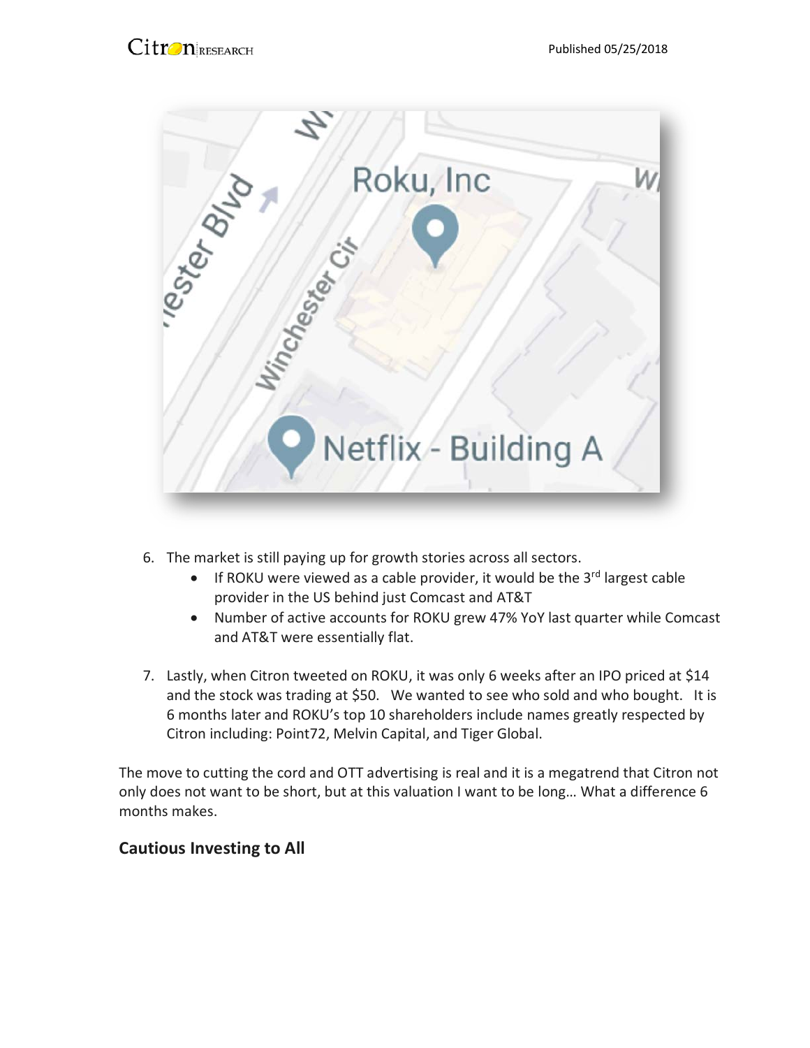6. The market is still paying up for growth stories across all sectors.
   - If ROKU were viewed as a cable provider, it would be the 3rd largest cable provider in the US behind just Comcast and AT&T
   - Number of active accounts for ROKU grew 47% YoY last quarter while Comcast and AT&T were essentially flat.

7. Lastly, when Citron tweeted on ROKU, it was only 6 weeks after an IPO priced at $14 and the stock was trading at $50. We wanted to see who sold and who bought. It is 6 months later and ROKU's top 10 shareholders include names greatly respected by Citron including: Point72, Melvin Capital, and Tiger Global.

The move to cutting the cord and OTT advertising is real and it is a megatrend that Citron not only does not want to be short, but at this valuation I want to be long… What a difference 6 months makes.

## Cautious Investing to All